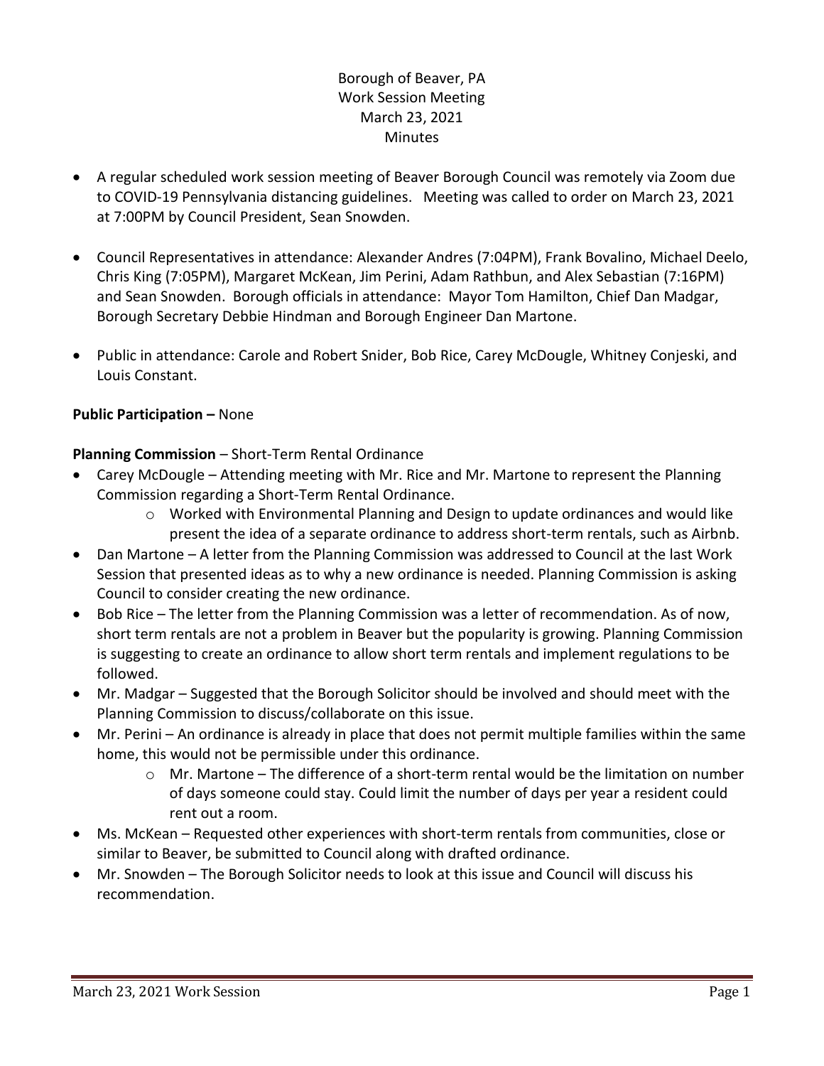Borough of Beaver, PA
Work Session Meeting
March 23, 2021
Minutes

- A regular scheduled work session meeting of Beaver Borough Council was remotely via Zoom due to COVID-19 Pennsylvania distancing guidelines. Meeting was called to order on March 23, 2021 at 7:00PM by Council President, Sean Snowden.
- Council Representatives in attendance: Alexander Andres (7:04PM), Frank Bovalino, Michael Deelo, Chris King (7:05PM), Margaret McKean, Jim Perini, Adam Rathbun, and Alex Sebastian (7:16PM) and Sean Snowden. Borough officials in attendance: Mayor Tom Hamilton, Chief Dan Madgar, Borough Secretary Debbie Hindman and Borough Engineer Dan Martone.
- Public in attendance: Carole and Robert Snider, Bob Rice, Carey McDougle, Whitney Conjeski, and Louis Constant.

**Public Participation –** None

**Planning Commission** – Short-Term Rental Ordinance

- Carey McDougle – Attending meeting with Mr. Rice and Mr. Martone to represent the Planning Commission regarding a Short-Term Rental Ordinance.
    - Worked with Environmental Planning and Design to update ordinances and would like present the idea of a separate ordinance to address short-term rentals, such as Airbnb.
- Dan Martone – A letter from the Planning Commission was addressed to Council at the last Work Session that presented ideas as to why a new ordinance is needed. Planning Commission is asking Council to consider creating the new ordinance.
- Bob Rice – The letter from the Planning Commission was a letter of recommendation. As of now, short term rentals are not a problem in Beaver but the popularity is growing. Planning Commission is suggesting to create an ordinance to allow short term rentals and implement regulations to be followed.
- Mr. Madgar – Suggested that the Borough Solicitor should be involved and should meet with the Planning Commission to discuss/collaborate on this issue.
- Mr. Perini – An ordinance is already in place that does not permit multiple families within the same home, this would not be permissible under this ordinance.
    - Mr. Martone – The difference of a short-term rental would be the limitation on number of days someone could stay. Could limit the number of days per year a resident could rent out a room.
- Ms. McKean – Requested other experiences with short-term rentals from communities, close or similar to Beaver, be submitted to Council along with drafted ordinance.
- Mr. Snowden – The Borough Solicitor needs to look at this issue and Council will discuss his recommendation.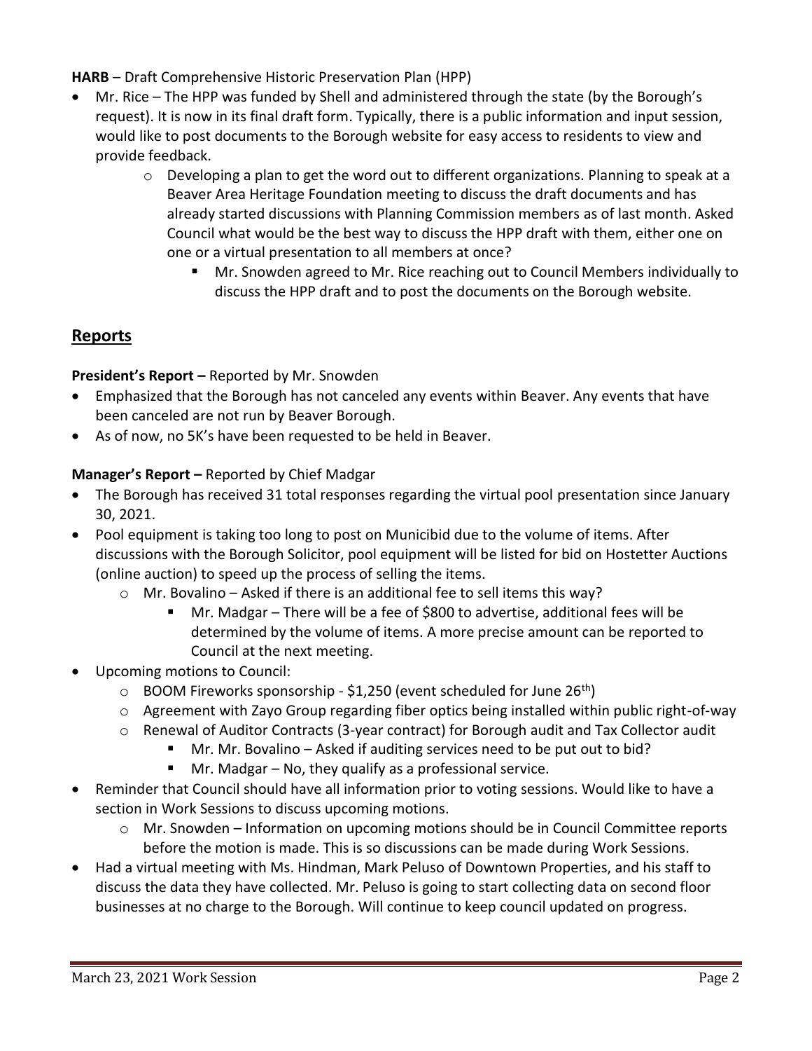**HARB** – Draft Comprehensive Historic Preservation Plan (HPP)

- Mr. Rice – The HPP was funded by Shell and administered through the state (by the Borough's request). It is now in its final draft form. Typically, there is a public information and input session, would like to post documents to the Borough website for easy access to residents to view and provide feedback.
  - Developing a plan to get the word out to different organizations. Planning to speak at a Beaver Area Heritage Foundation meeting to discuss the draft documents and has already started discussions with Planning Commission members as of last month. Asked Council what would be the best way to discuss the HPP draft with them, either one on one or a virtual presentation to all members at once?
    - Mr. Snowden agreed to Mr. Rice reaching out to Council Members individually to discuss the HPP draft and to post the documents on the Borough website.

## Reports

**President's Report –** Reported by Mr. Snowden

- Emphasized that the Borough has not canceled any events within Beaver. Any events that have been canceled are not run by Beaver Borough.
- As of now, no 5K's have been requested to be held in Beaver.

**Manager's Report –** Reported by Chief Madgar

- The Borough has received 31 total responses regarding the virtual pool presentation since January 30, 2021.
- Pool equipment is taking too long to post on Municibid due to the volume of items. After discussions with the Borough Solicitor, pool equipment will be listed for bid on Hostetter Auctions (online auction) to speed up the process of selling the items.
  - Mr. Bovalino – Asked if there is an additional fee to sell items this way?
    - Mr. Madgar – There will be a fee of $800 to advertise, additional fees will be determined by the volume of items. A more precise amount can be reported to Council at the next meeting.
- Upcoming motions to Council:
  - BOOM Fireworks sponsorship - $1,250 (event scheduled for June 26th)
  - Agreement with Zayo Group regarding fiber optics being installed within public right-of-way
  - Renewal of Auditor Contracts (3-year contract) for Borough audit and Tax Collector audit
    - Mr. Mr. Bovalino – Asked if auditing services need to be put out to bid?
    - Mr. Madgar – No, they qualify as a professional service.
- Reminder that Council should have all information prior to voting sessions. Would like to have a section in Work Sessions to discuss upcoming motions.
  - Mr. Snowden – Information on upcoming motions should be in Council Committee reports before the motion is made. This is so discussions can be made during Work Sessions.
- Had a virtual meeting with Ms. Hindman, Mark Peluso of Downtown Properties, and his staff to discuss the data they have collected. Mr. Peluso is going to start collecting data on second floor businesses at no charge to the Borough. Will continue to keep council updated on progress.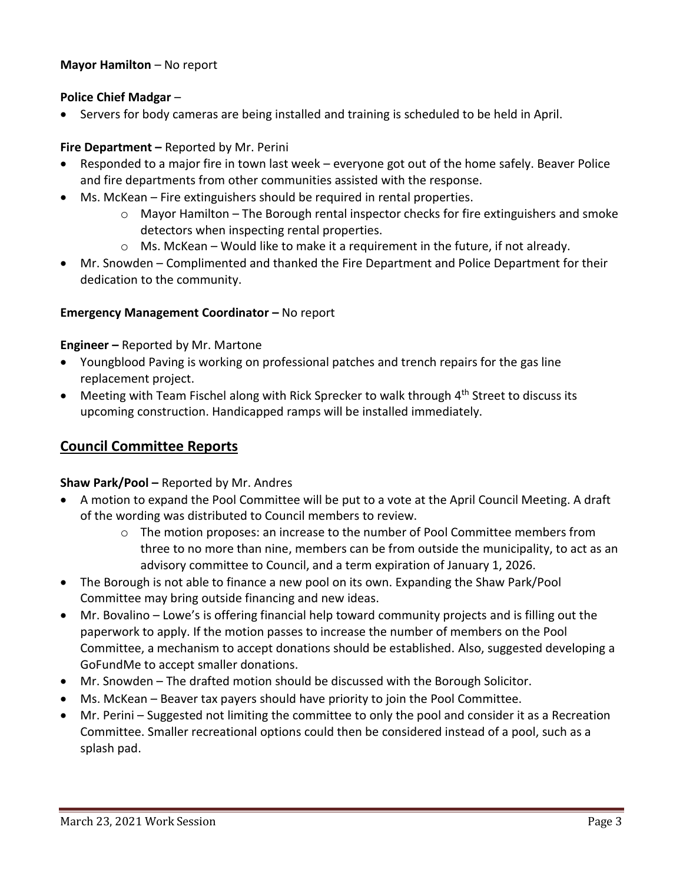**Mayor Hamilton** – No report

**Police Chief Madgar** –

- Servers for body cameras are being installed and training is scheduled to be held in April.

**Fire Department –** Reported by Mr. Perini

- Responded to a major fire in town last week – everyone got out of the home safely. Beaver Police and fire departments from other communities assisted with the response.
- Ms. McKean – Fire extinguishers should be required in rental properties.
    - Mayor Hamilton – The Borough rental inspector checks for fire extinguishers and smoke detectors when inspecting rental properties.
    - Ms. McKean – Would like to make it a requirement in the future, if not already.
- Mr. Snowden – Complimented and thanked the Fire Department and Police Department for their dedication to the community.

**Emergency Management Coordinator –** No report

**Engineer –** Reported by Mr. Martone

- Youngblood Paving is working on professional patches and trench repairs for the gas line replacement project.
- Meeting with Team Fischel along with Rick Sprecker to walk through 4th Street to discuss its upcoming construction. Handicapped ramps will be installed immediately.

## Council Committee Reports

**Shaw Park/Pool –** Reported by Mr. Andres

- A motion to expand the Pool Committee will be put to a vote at the April Council Meeting. A draft of the wording was distributed to Council members to review.
    - The motion proposes: an increase to the number of Pool Committee members from three to no more than nine, members can be from outside the municipality, to act as an advisory committee to Council, and a term expiration of January 1, 2026.
- The Borough is not able to finance a new pool on its own. Expanding the Shaw Park/Pool Committee may bring outside financing and new ideas.
- Mr. Bovalino – Lowe's is offering financial help toward community projects and is filling out the paperwork to apply. If the motion passes to increase the number of members on the Pool Committee, a mechanism to accept donations should be established. Also, suggested developing a GoFundMe to accept smaller donations.
- Mr. Snowden – The drafted motion should be discussed with the Borough Solicitor.
- Ms. McKean – Beaver tax payers should have priority to join the Pool Committee.
- Mr. Perini – Suggested not limiting the committee to only the pool and consider it as a Recreation Committee. Smaller recreational options could then be considered instead of a pool, such as a splash pad.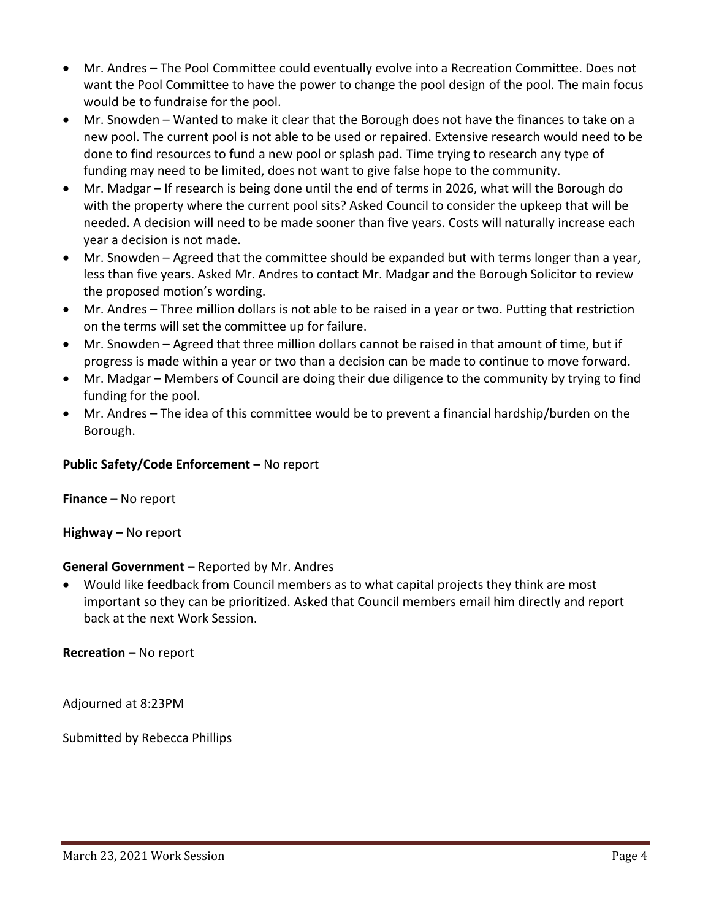- Mr. Andres – The Pool Committee could eventually evolve into a Recreation Committee. Does not want the Pool Committee to have the power to change the pool design of the pool. The main focus would be to fundraise for the pool.
- Mr. Snowden – Wanted to make it clear that the Borough does not have the finances to take on a new pool. The current pool is not able to be used or repaired. Extensive research would need to be done to find resources to fund a new pool or splash pad. Time trying to research any type of funding may need to be limited, does not want to give false hope to the community.
- Mr. Madgar – If research is being done until the end of terms in 2026, what will the Borough do with the property where the current pool sits? Asked Council to consider the upkeep that will be needed. A decision will need to be made sooner than five years. Costs will naturally increase each year a decision is not made.
- Mr. Snowden – Agreed that the committee should be expanded but with terms longer than a year, less than five years. Asked Mr. Andres to contact Mr. Madgar and the Borough Solicitor to review the proposed motion's wording.
- Mr. Andres – Three million dollars is not able to be raised in a year or two. Putting that restriction on the terms will set the committee up for failure.
- Mr. Snowden – Agreed that three million dollars cannot be raised in that amount of time, but if progress is made within a year or two than a decision can be made to continue to move forward.
- Mr. Madgar – Members of Council are doing their due diligence to the community by trying to find funding for the pool.
- Mr. Andres – The idea of this committee would be to prevent a financial hardship/burden on the Borough.

**Public Safety/Code Enforcement –** No report

**Finance –** No report

**Highway –** No report

**General Government –** Reported by Mr. Andres

- Would like feedback from Council members as to what capital projects they think are most important so they can be prioritized. Asked that Council members email him directly and report back at the next Work Session.

**Recreation –** No report

Adjourned at 8:23PM

Submitted by Rebecca Phillips